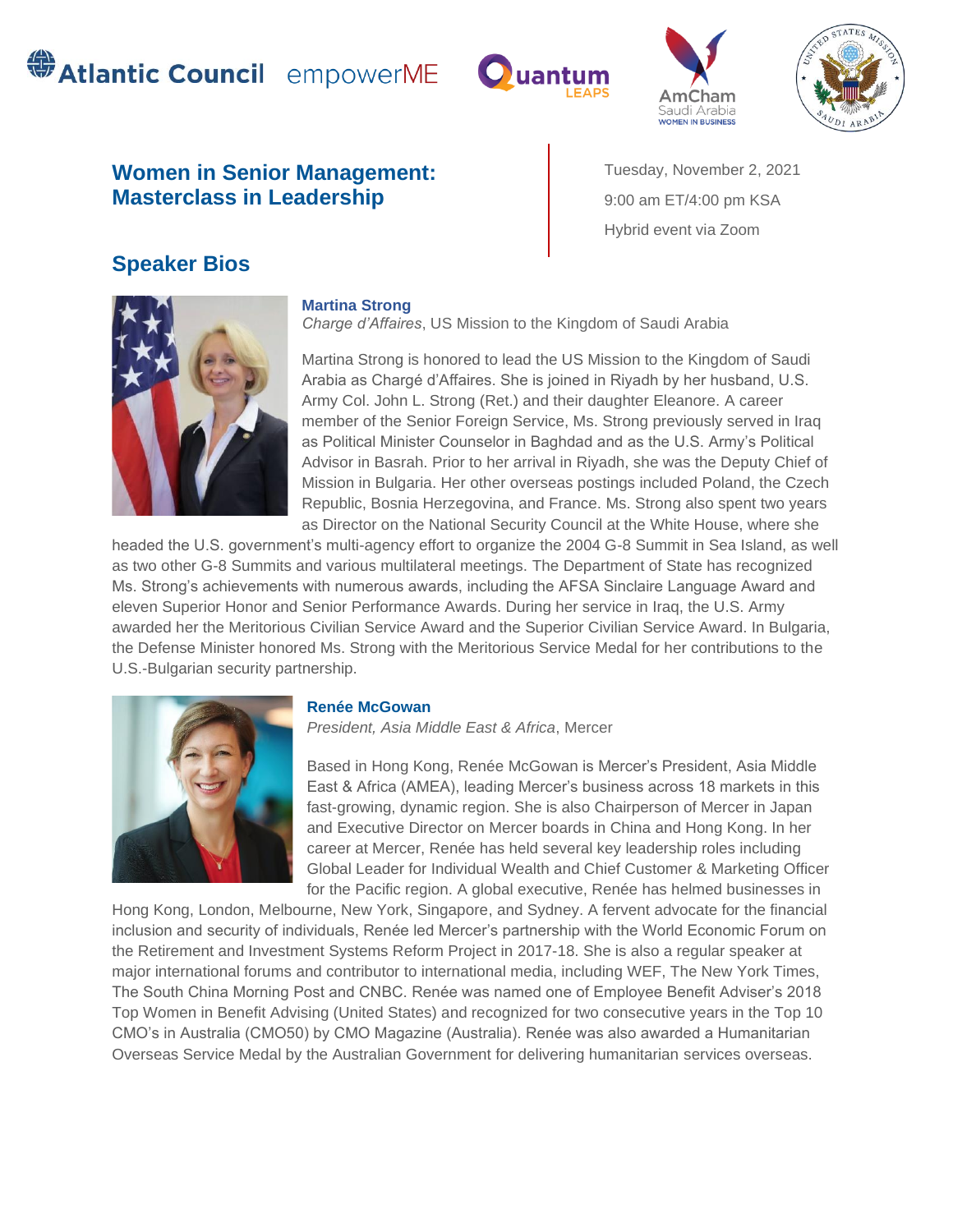Atlantic Council empowerME | Quantum LEAPS | AmCham Saudi Arabia WOMEN IN BUSINESS | United States Mission Saudi Arabia

# Women in Senior Management: Masterclass in Leadership

Tuesday, November 2, 2021

9:00 am ET/4:00 pm KSA

Hybrid event via Zoom

## Speaker Bios

### Martina Strong

*Charge d'Affaires*, US Mission to the Kingdom of Saudi Arabia

Martina Strong is honored to lead the US Mission to the Kingdom of Saudi Arabia as Chargé d'Affaires. She is joined in Riyadh by her husband, U.S. Army Col. John L. Strong (Ret.) and their daughter Eleanore. A career member of the Senior Foreign Service, Ms. Strong previously served in Iraq as Political Minister Counselor in Baghdad and as the U.S. Army's Political Advisor in Basrah. Prior to her arrival in Riyadh, she was the Deputy Chief of Mission in Bulgaria. Her other overseas postings included Poland, the Czech Republic, Bosnia Herzegovina, and France. Ms. Strong also spent two years as Director on the National Security Council at the White House, where she headed the U.S. government's multi-agency effort to organize the 2004 G-8 Summit in Sea Island, as well as two other G-8 Summits and various multilateral meetings. The Department of State has recognized Ms. Strong's achievements with numerous awards, including the AFSA Sinclaire Language Award and eleven Superior Honor and Senior Performance Awards. During her service in Iraq, the U.S. Army awarded her the Meritorious Civilian Service Award and the Superior Civilian Service Award. In Bulgaria, the Defense Minister honored Ms. Strong with the Meritorious Service Medal for her contributions to the U.S.-Bulgarian security partnership.

### Renée McGowan

*President, Asia Middle East & Africa*, Mercer

Based in Hong Kong, Renée McGowan is Mercer's President, Asia Middle East & Africa (AMEA), leading Mercer's business across 18 markets in this fast-growing, dynamic region. She is also Chairperson of Mercer in Japan and Executive Director on Mercer boards in China and Hong Kong. In her career at Mercer, Renée has held several key leadership roles including Global Leader for Individual Wealth and Chief Customer & Marketing Officer for the Pacific region. A global executive, Renée has helmed businesses in Hong Kong, London, Melbourne, New York, Singapore, and Sydney. A fervent advocate for the financial inclusion and security of individuals, Renée led Mercer's partnership with the World Economic Forum on the Retirement and Investment Systems Reform Project in 2017-18. She is also a regular speaker at major international forums and contributor to international media, including WEF, The New York Times, The South China Morning Post and CNBC. Renée was named one of Employee Benefit Adviser's 2018 Top Women in Benefit Advising (United States) and recognized for two consecutive years in the Top 10 CMO's in Australia (CMO50) by CMO Magazine (Australia). Renée was also awarded a Humanitarian Overseas Service Medal by the Australian Government for delivering humanitarian services overseas.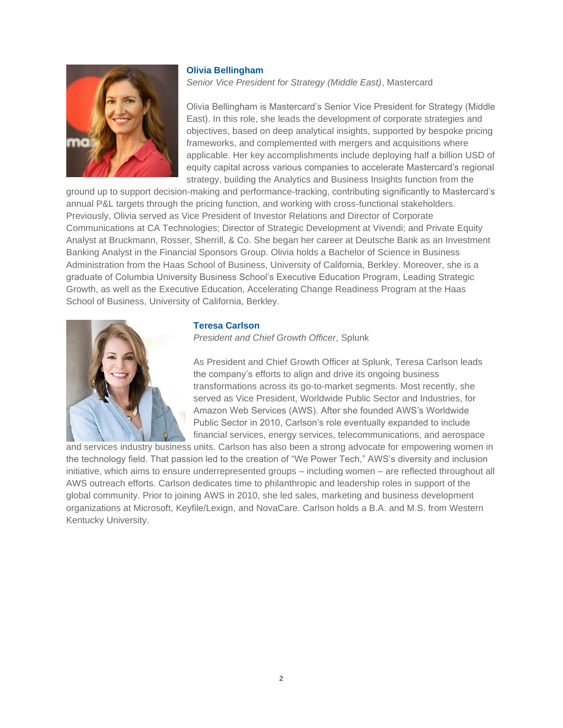### Olivia Bellingham

*Senior Vice President for Strategy (Middle East)*, Mastercard

Olivia Bellingham is Mastercard's Senior Vice President for Strategy (Middle East). In this role, she leads the development of corporate strategies and objectives, based on deep analytical insights, supported by bespoke pricing frameworks, and complemented with mergers and acquisitions where applicable. Her key accomplishments include deploying half a billion USD of equity capital across various companies to accelerate Mastercard's regional strategy, building the Analytics and Business Insights function from the ground up to support decision-making and performance-tracking, contributing significantly to Mastercard's annual P&L targets through the pricing function, and working with cross-functional stakeholders. Previously, Olivia served as Vice President of Investor Relations and Director of Corporate Communications at CA Technologies; Director of Strategic Development at Vivendi; and Private Equity Analyst at Bruckmann, Rosser, Sherrill, & Co. She began her career at Deutsche Bank as an Investment Banking Analyst in the Financial Sponsors Group. Olivia holds a Bachelor of Science in Business Administration from the Haas School of Business, University of California, Berkley. Moreover, she is a graduate of Columbia University Business School's Executive Education Program, Leading Strategic Growth, as well as the Executive Education, Accelerating Change Readiness Program at the Haas School of Business, University of California, Berkley.

### Teresa Carlson

*President and Chief Growth Officer*, Splunk

As President and Chief Growth Officer at Splunk, Teresa Carlson leads the company's efforts to align and drive its ongoing business transformations across its go-to-market segments. Most recently, she served as Vice President, Worldwide Public Sector and Industries, for Amazon Web Services (AWS). After she founded AWS's Worldwide Public Sector in 2010, Carlson's role eventually expanded to include financial services, energy services, telecommunications, and aerospace and services industry business units. Carlson has also been a strong advocate for empowering women in the technology field. That passion led to the creation of "We Power Tech," AWS's diversity and inclusion initiative, which aims to ensure underrepresented groups – including women – are reflected throughout all AWS outreach efforts. Carlson dedicates time to philanthropic and leadership roles in support of the global community. Prior to joining AWS in 2010, she led sales, marketing and business development organizations at Microsoft, Keyfile/Lexign, and NovaCare. Carlson holds a B.A. and M.S. from Western Kentucky University.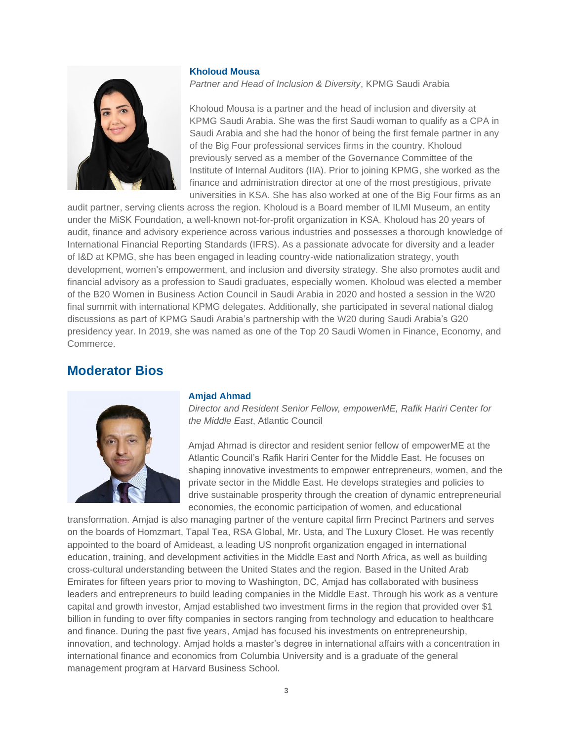**Kholoud Mousa**

*Partner and Head of Inclusion & Diversity*, KPMG Saudi Arabia

Kholoud Mousa is a partner and the head of inclusion and diversity at KPMG Saudi Arabia. She was the first Saudi woman to qualify as a CPA in Saudi Arabia and she had the honor of being the first female partner in any of the Big Four professional services firms in the country. Kholoud previously served as a member of the Governance Committee of the Institute of Internal Auditors (IIA). Prior to joining KPMG, she worked as the finance and administration director at one of the most prestigious, private universities in KSA. She has also worked at one of the Big Four firms as an audit partner, serving clients across the region. Kholoud is a Board member of ILMI Museum, an entity under the MiSK Foundation, a well-known not-for-profit organization in KSA. Kholoud has 20 years of audit, finance and advisory experience across various industries and possesses a thorough knowledge of International Financial Reporting Standards (IFRS). As a passionate advocate for diversity and a leader of I&D at KPMG, she has been engaged in leading country-wide nationalization strategy, youth development, women's empowerment, and inclusion and diversity strategy. She also promotes audit and financial advisory as a profession to Saudi graduates, especially women. Kholoud was elected a member of the B20 Women in Business Action Council in Saudi Arabia in 2020 and hosted a session in the W20 final summit with international KPMG delegates. Additionally, she participated in several national dialog discussions as part of KPMG Saudi Arabia's partnership with the W20 during Saudi Arabia's G20 presidency year. In 2019, she was named as one of the Top 20 Saudi Women in Finance, Economy, and Commerce.

## Moderator Bios

**Amjad Ahmad**

*Director and Resident Senior Fellow, empowerME, Rafik Hariri Center for the Middle East*, Atlantic Council

Amjad Ahmad is director and resident senior fellow of empowerME at the Atlantic Council's Rafik Hariri Center for the Middle East. He focuses on shaping innovative investments to empower entrepreneurs, women, and the private sector in the Middle East. He develops strategies and policies to drive sustainable prosperity through the creation of dynamic entrepreneurial economies, the economic participation of women, and educational transformation. Amjad is also managing partner of the venture capital firm Precinct Partners and serves on the boards of Homzmart, Tapal Tea, RSA Global, Mr. Usta, and The Luxury Closet. He was recently appointed to the board of Amideast, a leading US nonprofit organization engaged in international education, training, and development activities in the Middle East and North Africa, as well as building cross-cultural understanding between the United States and the region. Based in the United Arab Emirates for fifteen years prior to moving to Washington, DC, Amjad has collaborated with business leaders and entrepreneurs to build leading companies in the Middle East. Through his work as a venture capital and growth investor, Amjad established two investment firms in the region that provided over $1 billion in funding to over fifty companies in sectors ranging from technology and education to healthcare and finance. During the past five years, Amjad has focused his investments on entrepreneurship, innovation, and technology. Amjad holds a master's degree in international affairs with a concentration in international finance and economics from Columbia University and is a graduate of the general management program at Harvard Business School.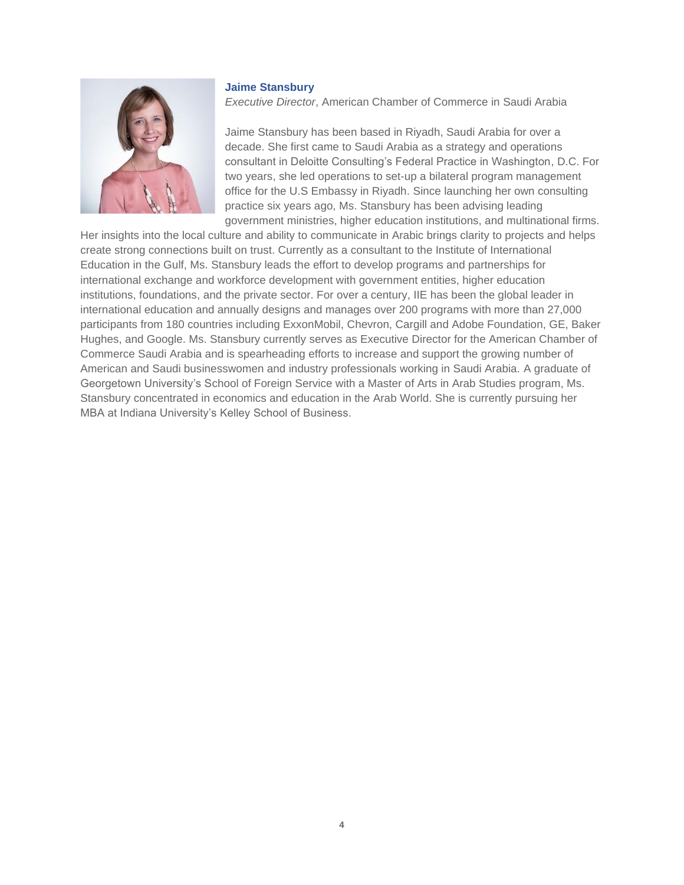**Jaime Stansbury**

*Executive Director*, American Chamber of Commerce in Saudi Arabia

Jaime Stansbury has been based in Riyadh, Saudi Arabia for over a decade. She first came to Saudi Arabia as a strategy and operations consultant in Deloitte Consulting's Federal Practice in Washington, D.C. For two years, she led operations to set-up a bilateral program management office for the U.S Embassy in Riyadh. Since launching her own consulting practice six years ago, Ms. Stansbury has been advising leading government ministries, higher education institutions, and multinational firms. Her insights into the local culture and ability to communicate in Arabic brings clarity to projects and helps create strong connections built on trust. Currently as a consultant to the Institute of International Education in the Gulf, Ms. Stansbury leads the effort to develop programs and partnerships for international exchange and workforce development with government entities, higher education institutions, foundations, and the private sector. For over a century, IIE has been the global leader in international education and annually designs and manages over 200 programs with more than 27,000 participants from 180 countries including ExxonMobil, Chevron, Cargill and Adobe Foundation, GE, Baker Hughes, and Google. Ms. Stansbury currently serves as Executive Director for the American Chamber of Commerce Saudi Arabia and is spearheading efforts to increase and support the growing number of American and Saudi businesswomen and industry professionals working in Saudi Arabia. A graduate of Georgetown University's School of Foreign Service with a Master of Arts in Arab Studies program, Ms. Stansbury concentrated in economics and education in the Arab World. She is currently pursuing her MBA at Indiana University's Kelley School of Business.